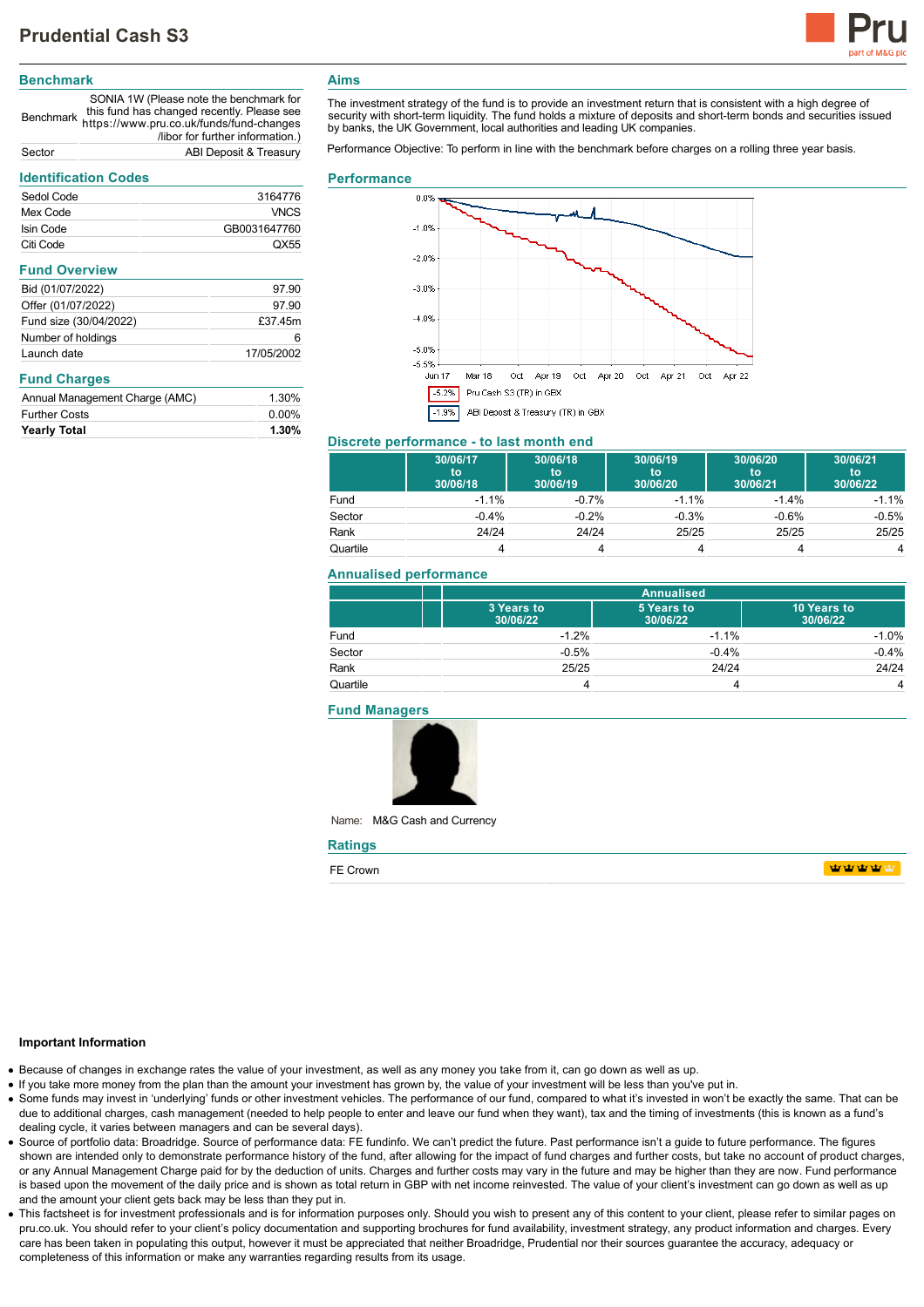# Prudential Cash S3

## Benchmark

| | |
|---|---|
| Benchmark | SONIA 1W (Please note the benchmark for this fund has changed recently. Please see https://www.pru.co.uk/funds/fund-changes /libor for further information.) |
| Sector | ABI Deposit & Treasury |

## Identification Codes

| | |
|---|---|
| Sedol Code | 3164776 |
| Mex Code | VNCS |
| Isin Code | GB0031647760 |
| Citi Code | QX55 |

## Fund Overview

| | |
|---|---|
| Bid (01/07/2022) | 97.90 |
| Offer (01/07/2022) | 97.90 |
| Fund size (30/04/2022) | £37.45m |
| Number of holdings | 6 |
| Launch date | 17/05/2002 |

## Fund Charges

| | |
|---|---|
| Annual Management Charge (AMC) | 1.30% |
| Further Costs | 0.00% |
| **Yearly Total** | **1.30%** |

## Aims

The investment strategy of the fund is to provide an investment return that is consistent with a high degree of security with short-term liquidity. The fund holds a mixture of deposits and short-term bonds and securities issued by banks, the UK Government, local authorities and leading UK companies.

Performance Objective: To perform in line with the benchmark before charges on a rolling three year basis.

## Performance

-5.2% Pru Cash S3 (TR) in GBX

-1.9% ABI Deposit & Treasury (TR) in GBX

## Discrete performance - to last month end

| | 30/06/17 to 30/06/18 | 30/06/18 to 30/06/19 | 30/06/19 to 30/06/20 | 30/06/20 to 30/06/21 | 30/06/21 to 30/06/22 |
|---|---|---|---|---|---|
| Fund | -1.1% | -0.7% | -1.1% | -1.4% | -1.1% |
| Sector | -0.4% | -0.2% | -0.3% | -0.6% | -0.5% |
| Rank | 24/24 | 24/24 | 25/25 | 25/25 | 25/25 |
| Quartile | 4 | 4 | 4 | 4 | 4 |

## Annualised performance

| | Annualised | | |
|---|---|---|---|
| | 3 Years to 30/06/22 | 5 Years to 30/06/22 | 10 Years to 30/06/22 |
| Fund | -1.2% | -1.1% | -1.0% |
| Sector | -0.5% | -0.4% | -0.4% |
| Rank | 25/25 | 24/24 | 24/24 |
| Quartile | 4 | 4 | 4 |

## Fund Managers

Name: M&G Cash and Currency

## Ratings

FE Crown

### Important Information

- Because of changes in exchange rates the value of your investment, as well as any money you take from it, can go down as well as up.
- If you take more money from the plan than the amount your investment has grown by, the value of your investment will be less than you've put in.
- Some funds may invest in 'underlying' funds or other investment vehicles. The performance of our fund, compared to what it's invested in won't be exactly the same. That can be due to additional charges, cash management (needed to help people to enter and leave our fund when they want), tax and the timing of investments (this is known as a fund's dealing cycle, it varies between managers and can be several days).
- Source of portfolio data: Broadridge. Source of performance data: FE fundinfo. We can't predict the future. Past performance isn't a guide to future performance. The figures shown are intended only to demonstrate performance history of the fund, after allowing for the impact of fund charges and further costs, but take no account of product charges, or any Annual Management Charge paid for by the deduction of units. Charges and further costs may vary in the future and may be higher than they are now. Fund performance is based upon the movement of the daily price and is shown as total return in GBP with net income reinvested. The value of your client's investment can go down as well as up and the amount your client gets back may be less than they put in.
- This factsheet is for investment professionals and is for information purposes only. Should you wish to present any of this content to your client, please refer to similar pages on pru.co.uk. You should refer to your client's policy documentation and supporting brochures for fund availability, investment strategy, any product information and charges. Every care has been taken in populating this output, however it must be appreciated that neither Broadridge, Prudential nor their sources guarantee the accuracy, adequacy or completeness of this information or make any warranties regarding results from its usage.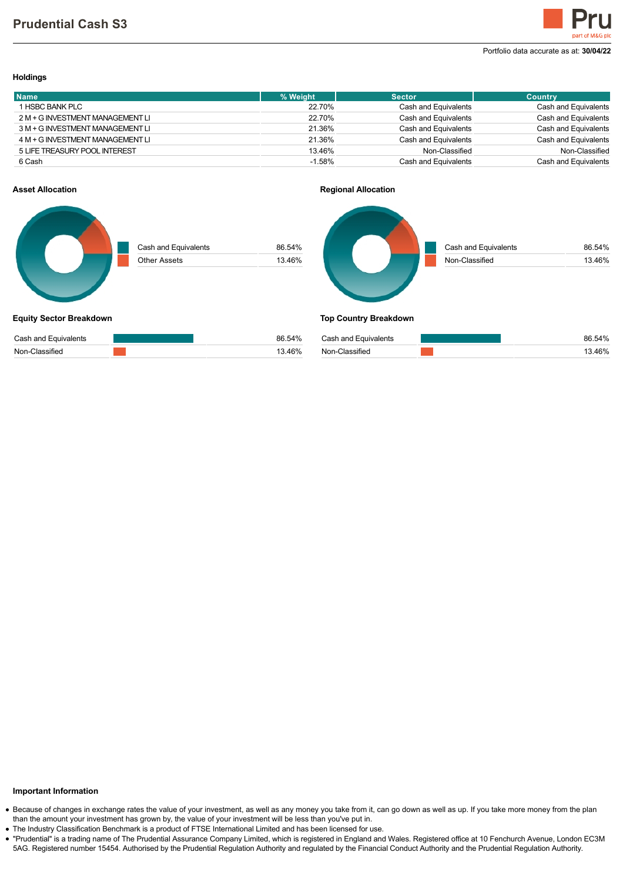## Prudential Cash S3

Portfolio data accurate as at: **30/04/22**

### Holdings

| Name | % Weight | Sector | Country |
|---|---|---|---|
| 1 HSBC BANK PLC | 22.70% | Cash and Equivalents | Cash and Equivalents |
| 2 M + G INVESTMENT MANAGEMENT LI | 22.70% | Cash and Equivalents | Cash and Equivalents |
| 3 M + G INVESTMENT MANAGEMENT LI | 21.36% | Cash and Equivalents | Cash and Equivalents |
| 4 M + G INVESTMENT MANAGEMENT LI | 21.36% | Cash and Equivalents | Cash and Equivalents |
| 5 LIFE TREASURY POOL INTEREST | 13.46% | Non-Classified | Non-Classified |
| 6 Cash | -1.58% | Cash and Equivalents | Cash and Equivalents |

### Asset Allocation

Cash and Equivalents 86.54%

Other Assets 13.46%

### Regional Allocation

Cash and Equivalents 86.54%

Non-Classified 13.46%

### Equity Sector Breakdown

Cash and Equivalents 86.54%

Non-Classified 13.46%

### Top Country Breakdown

Cash and Equivalents 86.54%

Non-Classified 13.46%

### Important Information

- Because of changes in exchange rates the value of your investment, as well as any money you take from it, can go down as well as up. If you take more money from the plan than the amount your investment has grown by, the value of your investment will be less than you've put in.
- The Industry Classification Benchmark is a product of FTSE International Limited and has been licensed for use.
- "Prudential" is a trading name of The Prudential Assurance Company Limited, which is registered in England and Wales. Registered office at 10 Fenchurch Avenue, London EC3M 5AG. Registered number 15454. Authorised by the Prudential Regulation Authority and regulated by the Financial Conduct Authority and the Prudential Regulation Authority.